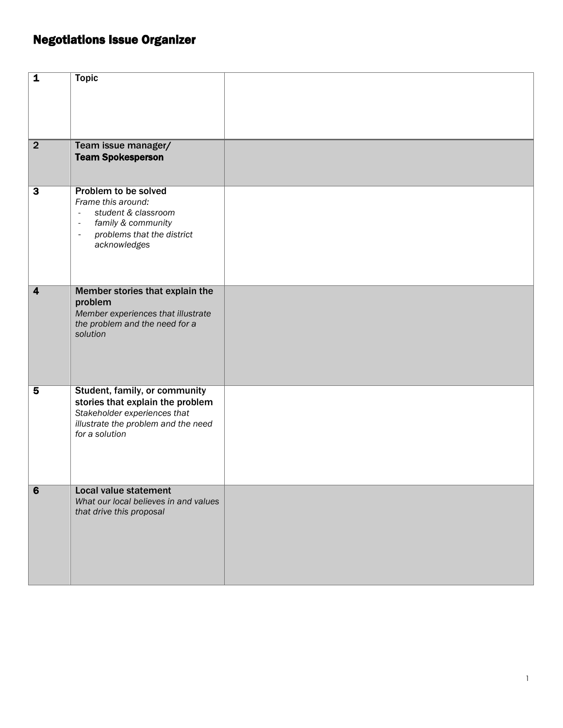# Negotiations Issue Organizer

| | | |
|---|---|---|
| **1** | Topic | |
| **2** | Team issue manager/ **Team Spokesperson** | |
| **3** | Problem to be solved<br>*Frame this around:*<br>- *student & classroom*<br>- *family & community*<br>- *problems that the district acknowledges* | |
| **4** | **Member stories that explain the problem**<br>*Member experiences that illustrate the problem and the need for a solution* | |
| **5** | **Student, family, or community stories that explain the problem**<br>*Stakeholder experiences that illustrate the problem and the need for a solution* | |
| **6** | **Local value statement**<br>*What our local believes in and values that drive this proposal* | |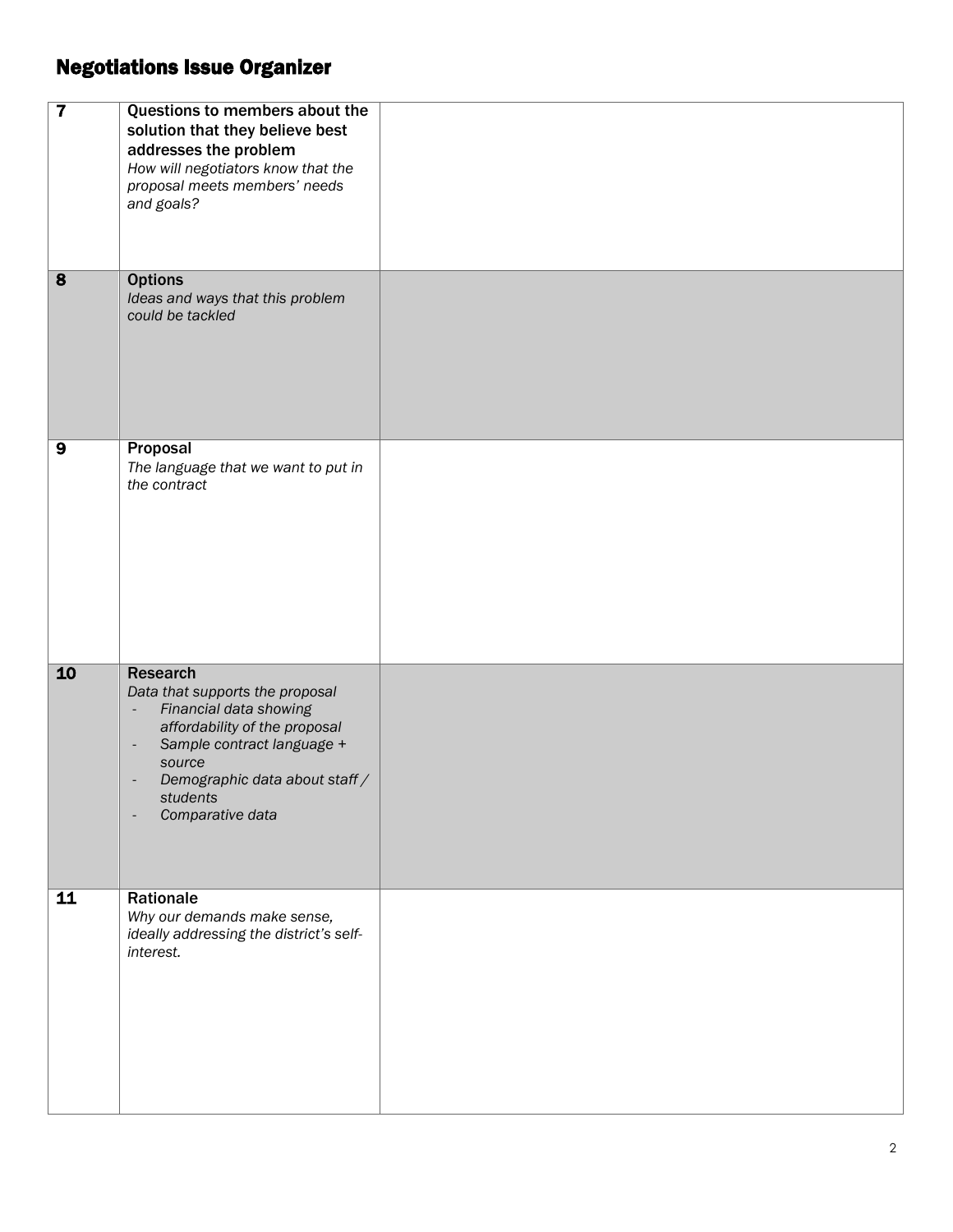# Negotiations Issue Organizer

| | | |
|---|---|---|
| **7** | **Questions to members about the solution that they believe best addresses the problem**<br>*How will negotiators know that the proposal meets members' needs and goals?* | |
| **8** | **Options**<br>*Ideas and ways that this problem could be tackled* | |
| **9** | **Proposal**<br>*The language that we want to put in the contract* | |
| **10** | **Research**<br>*Data that supports the proposal*<br>- *Financial data showing affordability of the proposal*<br>- *Sample contract language + source*<br>- *Demographic data about staff / students*<br>- *Comparative data* | |
| **11** | **Rationale**<br>*Why our demands make sense, ideally addressing the district's self-interest.* | |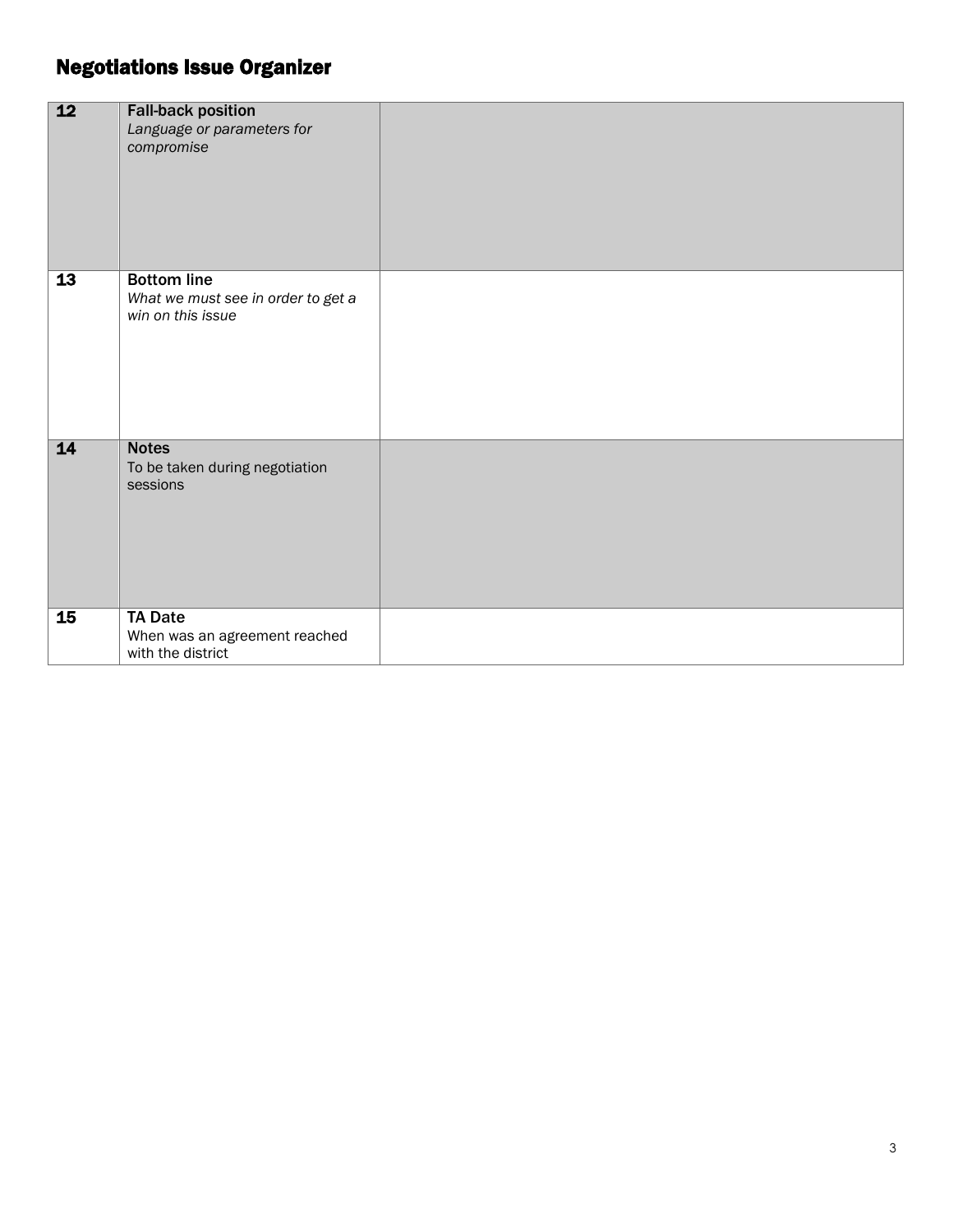# Negotiations Issue Organizer

| | | |
|---|---|---|
| **12** | **Fall-back position**<br>*Language or parameters for compromise* | |
| **13** | **Bottom line**<br>*What we must see in order to get a win on this issue* | |
| **14** | **Notes**<br>To be taken during negotiation sessions | |
| **15** | **TA Date**<br>When was an agreement reached with the district | |